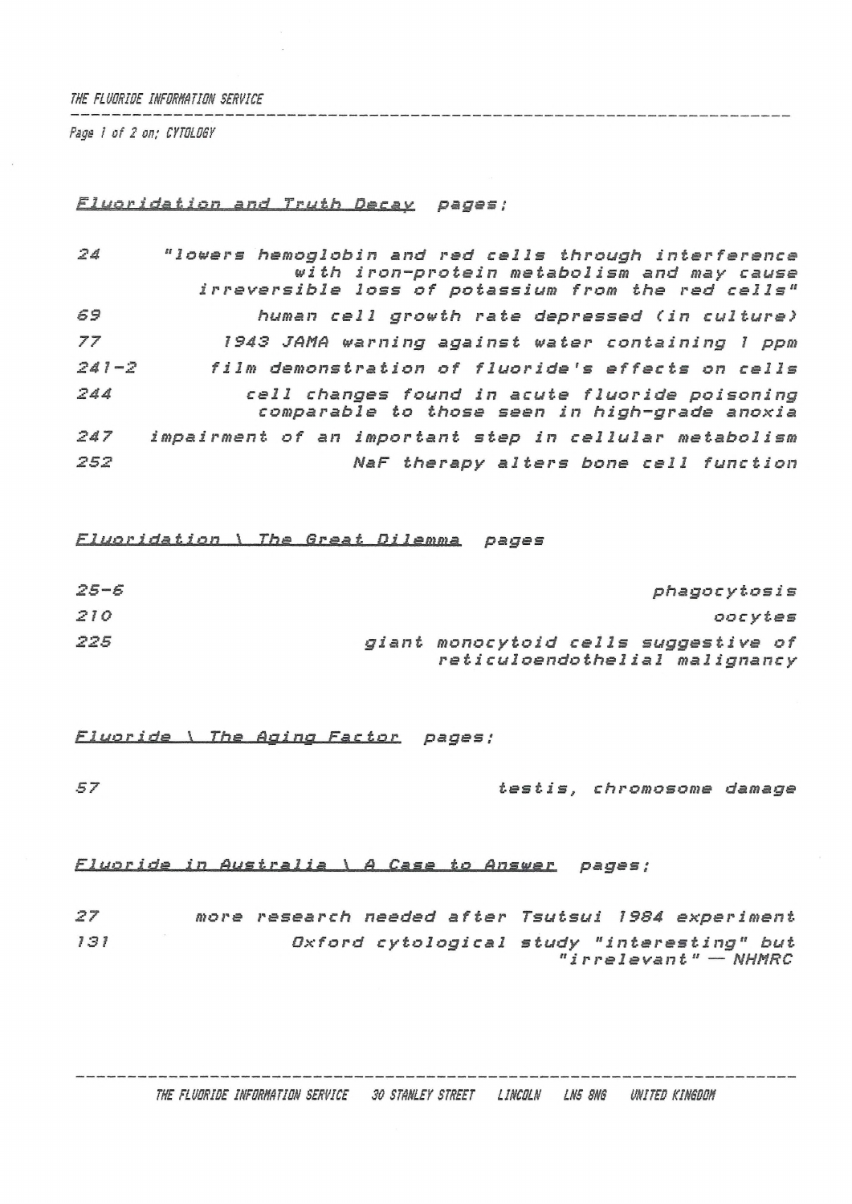THE FLUORIDE INFORMATION SERVICE

Page 1 of 2 on; CYTOLOGY

## *Fluoridation and Truth Decay* pages;

| | |
|---|---|
| 24 | "lowers hemoglobin and red cells through interference with iron-protein metabolism and may cause irreversible loss of potassium from the red cells" |
| 69 | human cell growth rate depressed (in culture) |
| 77 | 1943 JAMA warning against water containing 1 ppm |
| 241-2 | film demonstration of fluoride's effects on cells |
| 244 | cell changes found in acute fluoride poisoning comparable to those seen in high-grade anoxia |
| 247 | impairment of an important step in cellular metabolism |
| 252 | NaF therapy alters bone cell function |

## *Fluoridation \ The Great Dilemma* pages

| | |
|---|---|
| 25-6 | phagocytosis |
| 210 | oocytes |
| 225 | giant monocytoid cells suggestive of reticuloendothelial malignancy |

## *Fluoride \ The Aging Factor* pages;

| | |
|---|---|
| 57 | testis, chromosome damage |

## *Fluoride in Australia \ A Case to Answer* pages;

| | |
|---|---|
| 27 | more research needed after Tsutsui 1984 experiment |
| 131 | Oxford cytological study "interesting" but "irrelevant" — NHMRC |

THE FLUORIDE INFORMATION SERVICE 30 STANLEY STREET LINCOLN LN5 8NG UNITED KINGDOM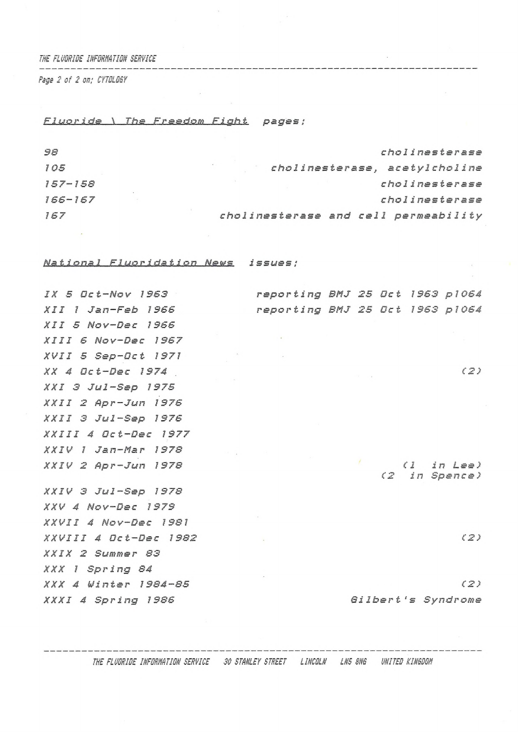*Fluoride \ The Freedom Fight* pages;

| | |
|---|---|
| 98 | cholinesterase |
| 105 | cholinesterase, acetylcholine |
| 157-158 | cholinesterase |
| 166-167 | cholinesterase |
| 167 | cholinesterase and cell permeability |

*National Fluoridation News* issues;

| | |
|---|---|
| IX 5 Oct-Nov 1963 | reporting BMJ 25 Oct 1963 p1064 |
| XII 1 Jan-Feb 1966 | reporting BMJ 25 Oct 1963 p1064 |
| XII 5 Nov-Dec 1966 | |
| XIII 6 Nov-Dec 1967 | |
| XVII 5 Sep-Oct 1971 | |
| XX 4 Oct-Dec 1974 | (2) |
| XXI 3 Jul-Sep 1975 | |
| XXII 2 Apr-Jun 1976 | |
| XXII 3 Jul-Sep 1976 | |
| XXIII 4 Oct-Dec 1977 | |
| XXIV 1 Jan-Mar 1978 | |
| XXIV 2 Apr-Jun 1978 | (1 in Lee) (2 in Spence) |
| XXIV 3 Jul-Sep 1978 | |
| XXV 4 Nov-Dec 1979 | |
| XXVII 4 Nov-Dec 1981 | |
| XXVIII 4 Oct-Dec 1982 | (2) |
| XXIX 2 Summer 83 | |
| XXX 1 Spring 84 | |
| XXX 4 Winter 1984-85 | (2) |
| XXXI 4 Spring 1986 | Gilbert's Syndrome |